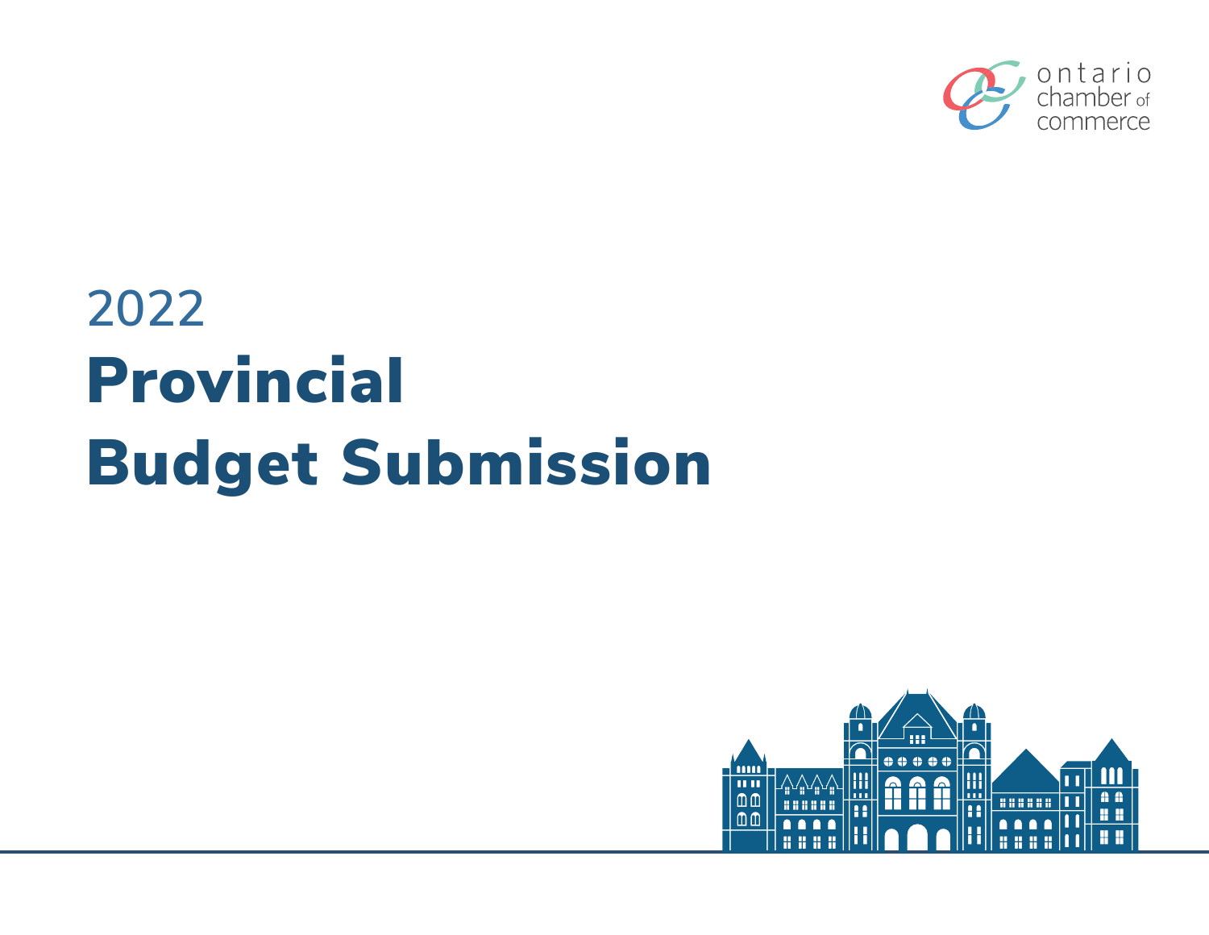ontario chamber of commerce

2022

# Provincial Budget Submission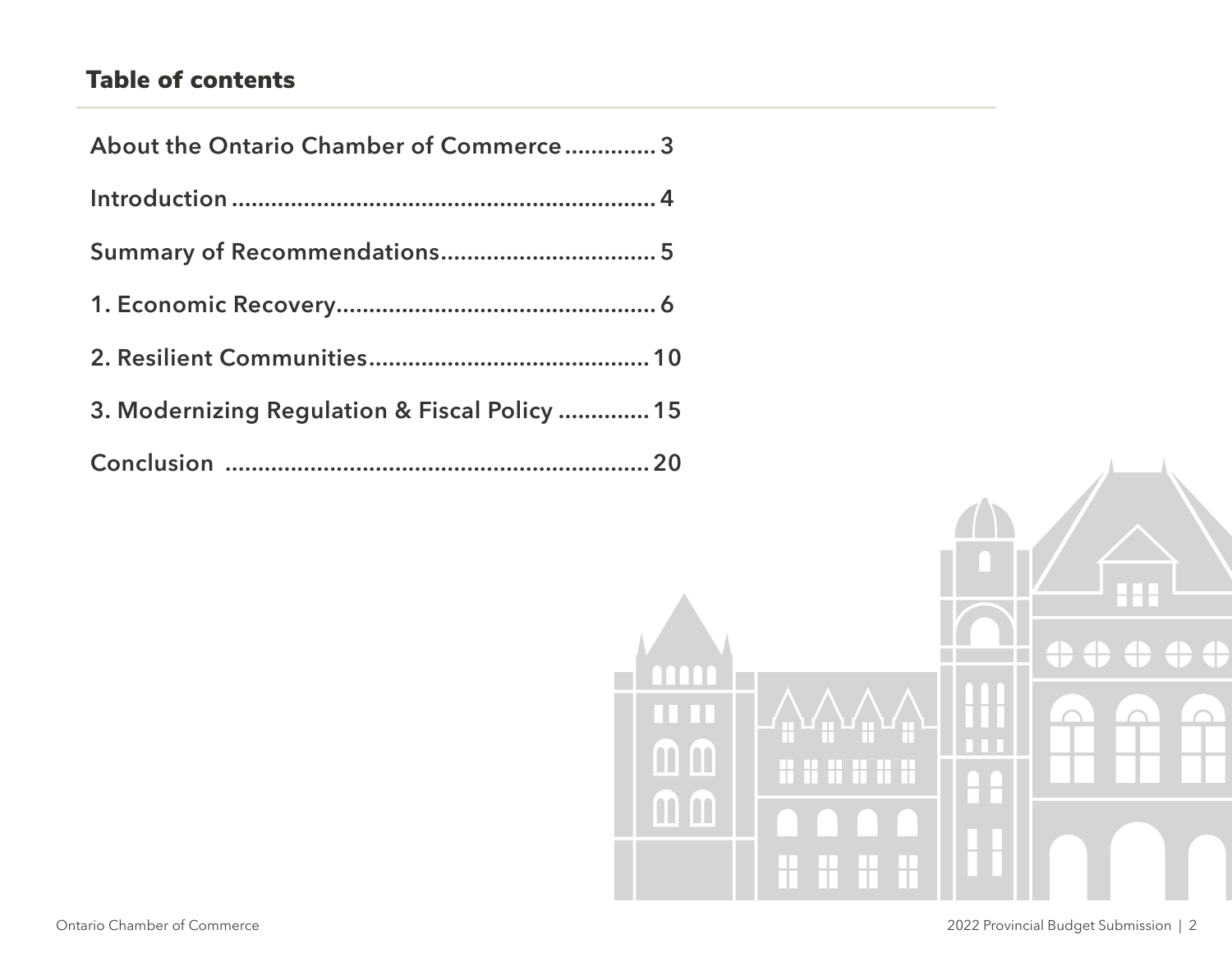## Table of contents

About the Ontario Chamber of Commerce .............. 3

Introduction .................................................................. 4

Summary of Recommendations................................. 5

1. Economic Recovery.................................................. 6

2. Resilient Communities........................................... 10

3. Modernizing Regulation & Fiscal Policy .............. 15

Conclusion .................................................................. 20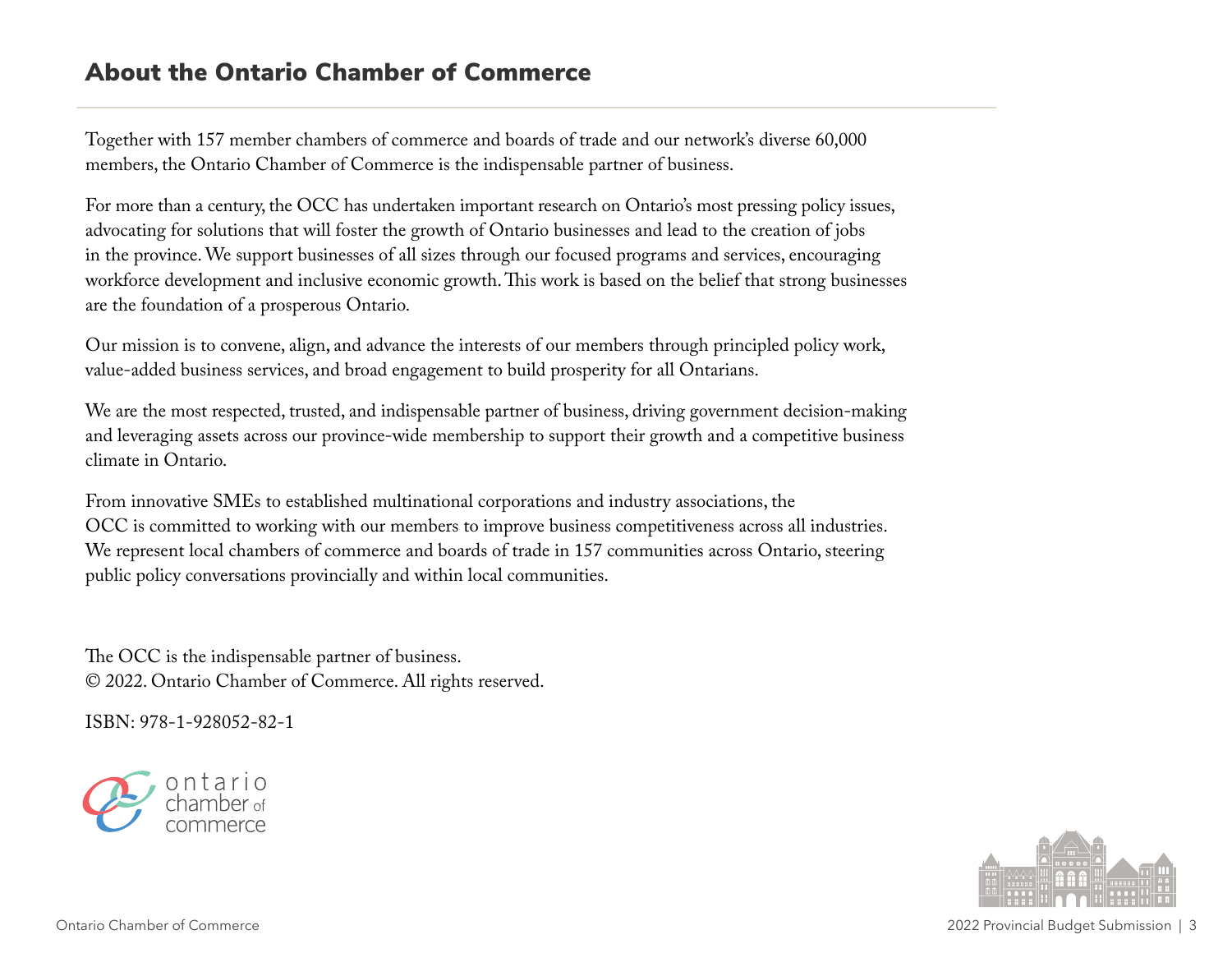## About the Ontario Chamber of Commerce

Together with 157 member chambers of commerce and boards of trade and our network's diverse 60,000 members, the Ontario Chamber of Commerce is the indispensable partner of business.

For more than a century, the OCC has undertaken important research on Ontario's most pressing policy issues, advocating for solutions that will foster the growth of Ontario businesses and lead to the creation of jobs in the province. We support businesses of all sizes through our focused programs and services, encouraging workforce development and inclusive economic growth. This work is based on the belief that strong businesses are the foundation of a prosperous Ontario.

Our mission is to convene, align, and advance the interests of our members through principled policy work, value-added business services, and broad engagement to build prosperity for all Ontarians.

We are the most respected, trusted, and indispensable partner of business, driving government decision-making and leveraging assets across our province-wide membership to support their growth and a competitive business climate in Ontario.

From innovative SMEs to established multinational corporations and industry associations, the OCC is committed to working with our members to improve business competitiveness across all industries. We represent local chambers of commerce and boards of trade in 157 communities across Ontario, steering public policy conversations provincially and within local communities.

The OCC is the indispensable partner of business.
© 2022. Ontario Chamber of Commerce. All rights reserved.

ISBN: 978-1-928052-82-1

ontario chamber of commerce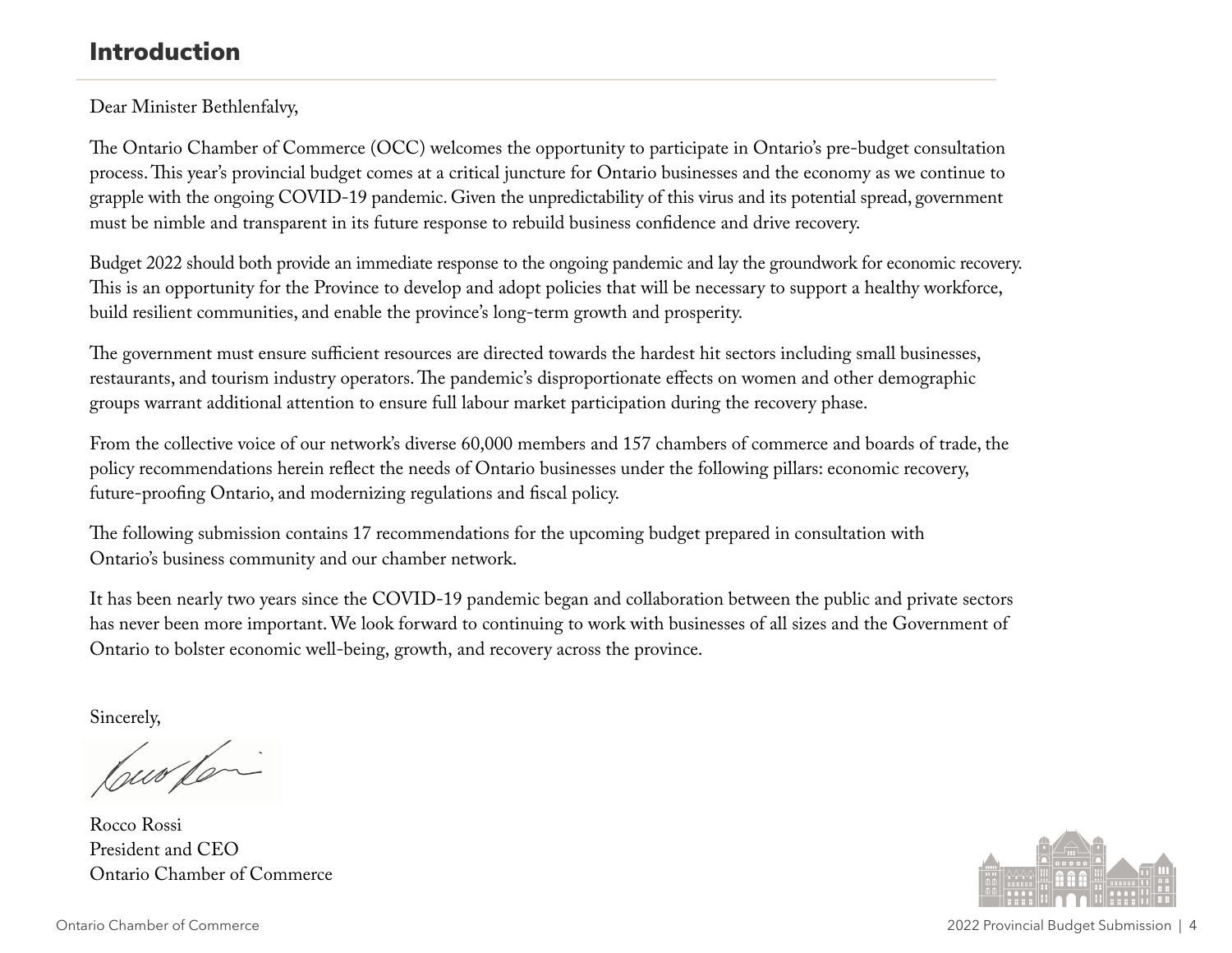## Introduction

Dear Minister Bethlenfalvy,

The Ontario Chamber of Commerce (OCC) welcomes the opportunity to participate in Ontario's pre-budget consultation process. This year's provincial budget comes at a critical juncture for Ontario businesses and the economy as we continue to grapple with the ongoing COVID-19 pandemic. Given the unpredictability of this virus and its potential spread, government must be nimble and transparent in its future response to rebuild business confidence and drive recovery.

Budget 2022 should both provide an immediate response to the ongoing pandemic and lay the groundwork for economic recovery. This is an opportunity for the Province to develop and adopt policies that will be necessary to support a healthy workforce, build resilient communities, and enable the province's long-term growth and prosperity.

The government must ensure sufficient resources are directed towards the hardest hit sectors including small businesses, restaurants, and tourism industry operators. The pandemic's disproportionate effects on women and other demographic groups warrant additional attention to ensure full labour market participation during the recovery phase.

From the collective voice of our network's diverse 60,000 members and 157 chambers of commerce and boards of trade, the policy recommendations herein reflect the needs of Ontario businesses under the following pillars: economic recovery, future-proofing Ontario, and modernizing regulations and fiscal policy.

The following submission contains 17 recommendations for the upcoming budget prepared in consultation with Ontario's business community and our chamber network.

It has been nearly two years since the COVID-19 pandemic began and collaboration between the public and private sectors has never been more important. We look forward to continuing to work with businesses of all sizes and the Government of Ontario to bolster economic well-being, growth, and recovery across the province.

Sincerely,

Rocco Rossi
President and CEO
Ontario Chamber of Commerce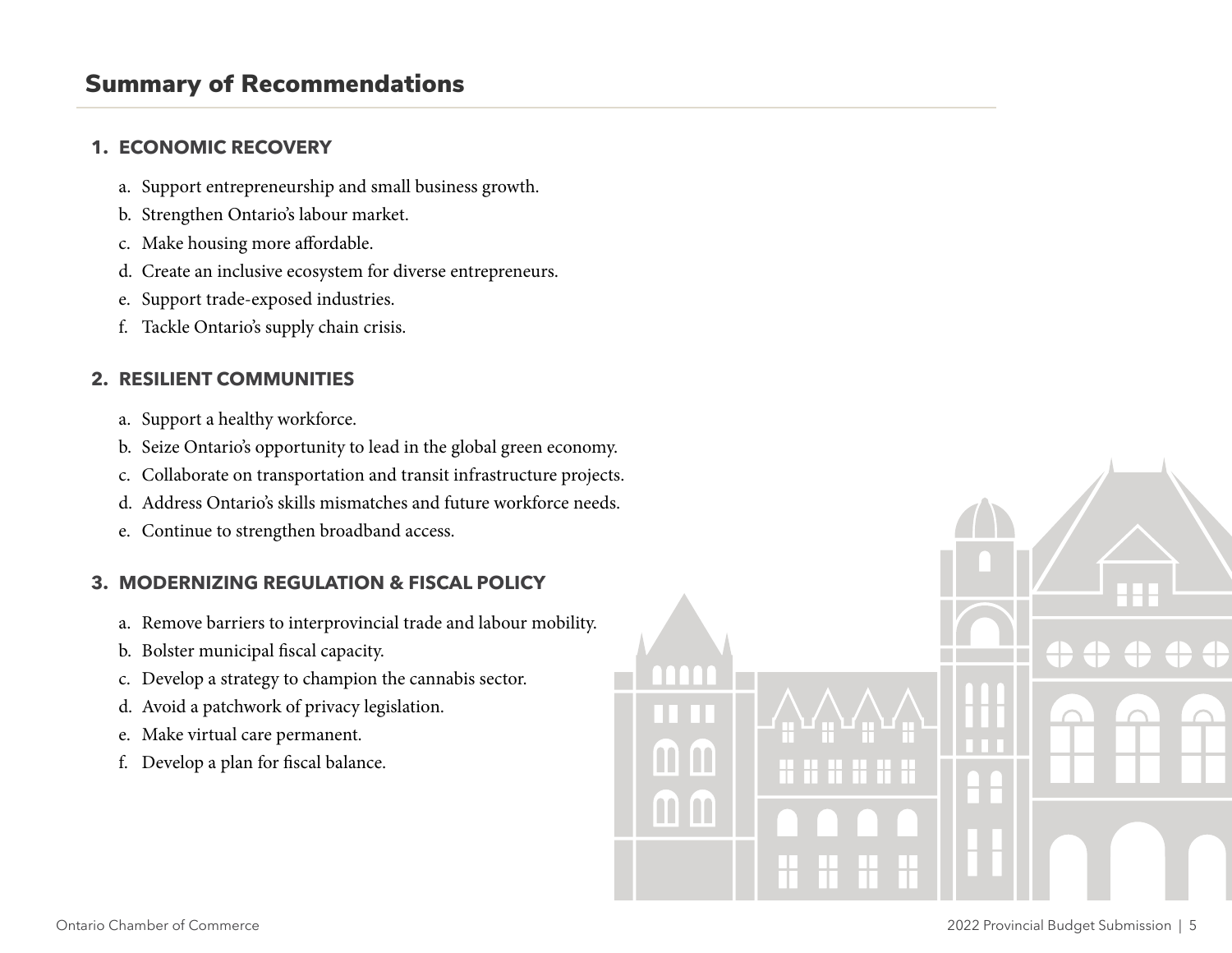## Summary of Recommendations

1. **ECONOMIC RECOVERY**

    a. Support entrepreneurship and small business growth.
    b. Strengthen Ontario's labour market.
    c. Make housing more affordable.
    d. Create an inclusive ecosystem for diverse entrepreneurs.
    e. Support trade-exposed industries.
    f. Tackle Ontario's supply chain crisis.

2. **RESILIENT COMMUNITIES**

    a. Support a healthy workforce.
    b. Seize Ontario's opportunity to lead in the global green economy.
    c. Collaborate on transportation and transit infrastructure projects.
    d. Address Ontario's skills mismatches and future workforce needs.
    e. Continue to strengthen broadband access.

3. **MODERNIZING REGULATION & FISCAL POLICY**

    a. Remove barriers to interprovincial trade and labour mobility.
    b. Bolster municipal fiscal capacity.
    c. Develop a strategy to champion the cannabis sector.
    d. Avoid a patchwork of privacy legislation.
    e. Make virtual care permanent.
    f. Develop a plan for fiscal balance.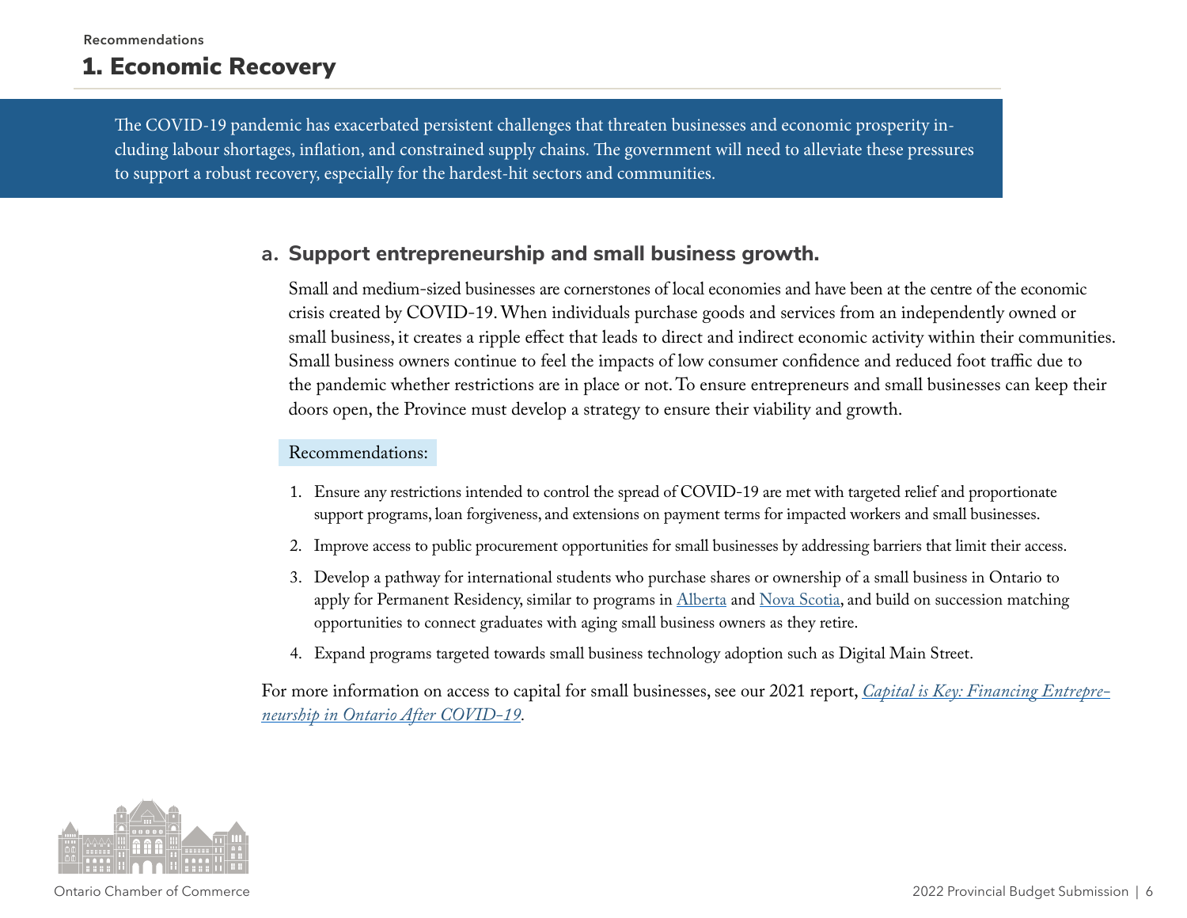Recommendations

# 1. Economic Recovery

The COVID-19 pandemic has exacerbated persistent challenges that threaten businesses and economic prosperity including labour shortages, inflation, and constrained supply chains. The government will need to alleviate these pressures to support a robust recovery, especially for the hardest-hit sectors and communities.

## a. Support entrepreneurship and small business growth.

Small and medium-sized businesses are cornerstones of local economies and have been at the centre of the economic crisis created by COVID-19. When individuals purchase goods and services from an independently owned or small business, it creates a ripple effect that leads to direct and indirect economic activity within their communities. Small business owners continue to feel the impacts of low consumer confidence and reduced foot traffic due to the pandemic whether restrictions are in place or not. To ensure entrepreneurs and small businesses can keep their doors open, the Province must develop a strategy to ensure their viability and growth.

Recommendations:

1. Ensure any restrictions intended to control the spread of COVID-19 are met with targeted relief and proportionate support programs, loan forgiveness, and extensions on payment terms for impacted workers and small businesses.
2. Improve access to public procurement opportunities for small businesses by addressing barriers that limit their access.
3. Develop a pathway for international students who purchase shares or ownership of a small business in Ontario to apply for Permanent Residency, similar to programs in Alberta and Nova Scotia, and build on succession matching opportunities to connect graduates with aging small business owners as they retire.
4. Expand programs targeted towards small business technology adoption such as Digital Main Street.

For more information on access to capital for small businesses, see our 2021 report, *Capital is Key: Financing Entrepreneurship in Ontario After COVID-19*.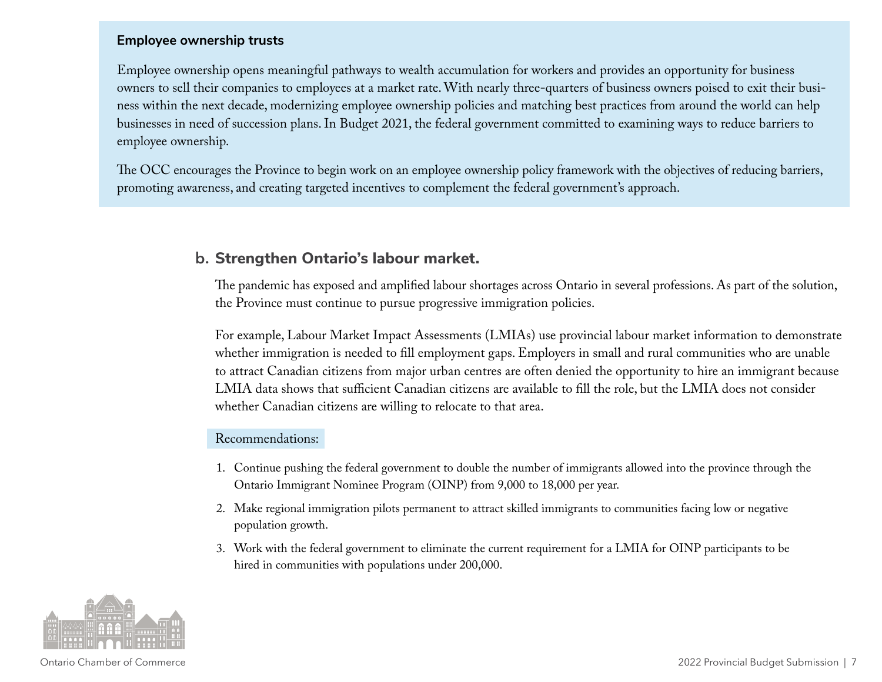**Employee ownership trusts**

Employee ownership opens meaningful pathways to wealth accumulation for workers and provides an opportunity for business owners to sell their companies to employees at a market rate. With nearly three-quarters of business owners poised to exit their business within the next decade, modernizing employee ownership policies and matching best practices from around the world can help businesses in need of succession plans. In Budget 2021, the federal government committed to examining ways to reduce barriers to employee ownership.

The OCC encourages the Province to begin work on an employee ownership policy framework with the objectives of reducing barriers, promoting awareness, and creating targeted incentives to complement the federal government's approach.

## b. Strengthen Ontario's labour market.

The pandemic has exposed and amplified labour shortages across Ontario in several professions. As part of the solution, the Province must continue to pursue progressive immigration policies.

For example, Labour Market Impact Assessments (LMIAs) use provincial labour market information to demonstrate whether immigration is needed to fill employment gaps. Employers in small and rural communities who are unable to attract Canadian citizens from major urban centres are often denied the opportunity to hire an immigrant because LMIA data shows that sufficient Canadian citizens are available to fill the role, but the LMIA does not consider whether Canadian citizens are willing to relocate to that area.

Recommendations:

1. Continue pushing the federal government to double the number of immigrants allowed into the province through the Ontario Immigrant Nominee Program (OINP) from 9,000 to 18,000 per year.
2. Make regional immigration pilots permanent to attract skilled immigrants to communities facing low or negative population growth.
3. Work with the federal government to eliminate the current requirement for a LMIA for OINP participants to be hired in communities with populations under 200,000.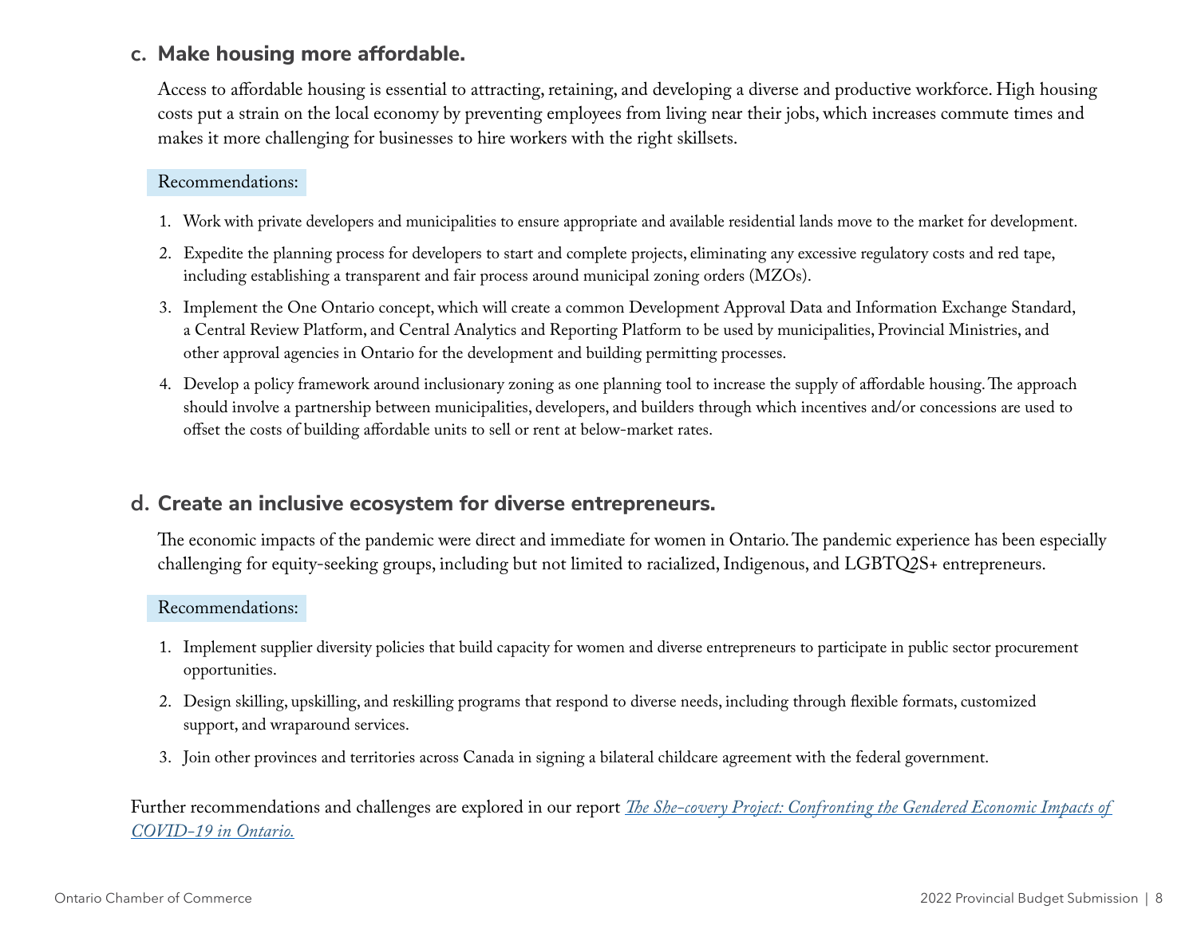### c. Make housing more affordable.

Access to affordable housing is essential to attracting, retaining, and developing a diverse and productive workforce. High housing costs put a strain on the local economy by preventing employees from living near their jobs, which increases commute times and makes it more challenging for businesses to hire workers with the right skillsets.

Recommendations:

1. Work with private developers and municipalities to ensure appropriate and available residential lands move to the market for development.
2. Expedite the planning process for developers to start and complete projects, eliminating any excessive regulatory costs and red tape, including establishing a transparent and fair process around municipal zoning orders (MZOs).
3. Implement the One Ontario concept, which will create a common Development Approval Data and Information Exchange Standard, a Central Review Platform, and Central Analytics and Reporting Platform to be used by municipalities, Provincial Ministries, and other approval agencies in Ontario for the development and building permitting processes.
4. Develop a policy framework around inclusionary zoning as one planning tool to increase the supply of affordable housing. The approach should involve a partnership between municipalities, developers, and builders through which incentives and/or concessions are used to offset the costs of building affordable units to sell or rent at below-market rates.

### d. Create an inclusive ecosystem for diverse entrepreneurs.

The economic impacts of the pandemic were direct and immediate for women in Ontario. The pandemic experience has been especially challenging for equity-seeking groups, including but not limited to racialized, Indigenous, and LGBTQ2S+ entrepreneurs.

Recommendations:

1. Implement supplier diversity policies that build capacity for women and diverse entrepreneurs to participate in public sector procurement opportunities.
2. Design skilling, upskilling, and reskilling programs that respond to diverse needs, including through flexible formats, customized support, and wraparound services.
3. Join other provinces and territories across Canada in signing a bilateral childcare agreement with the federal government.

Further recommendations and challenges are explored in our report *The She-covery Project: Confronting the Gendered Economic Impacts of COVID-19 in Ontario.*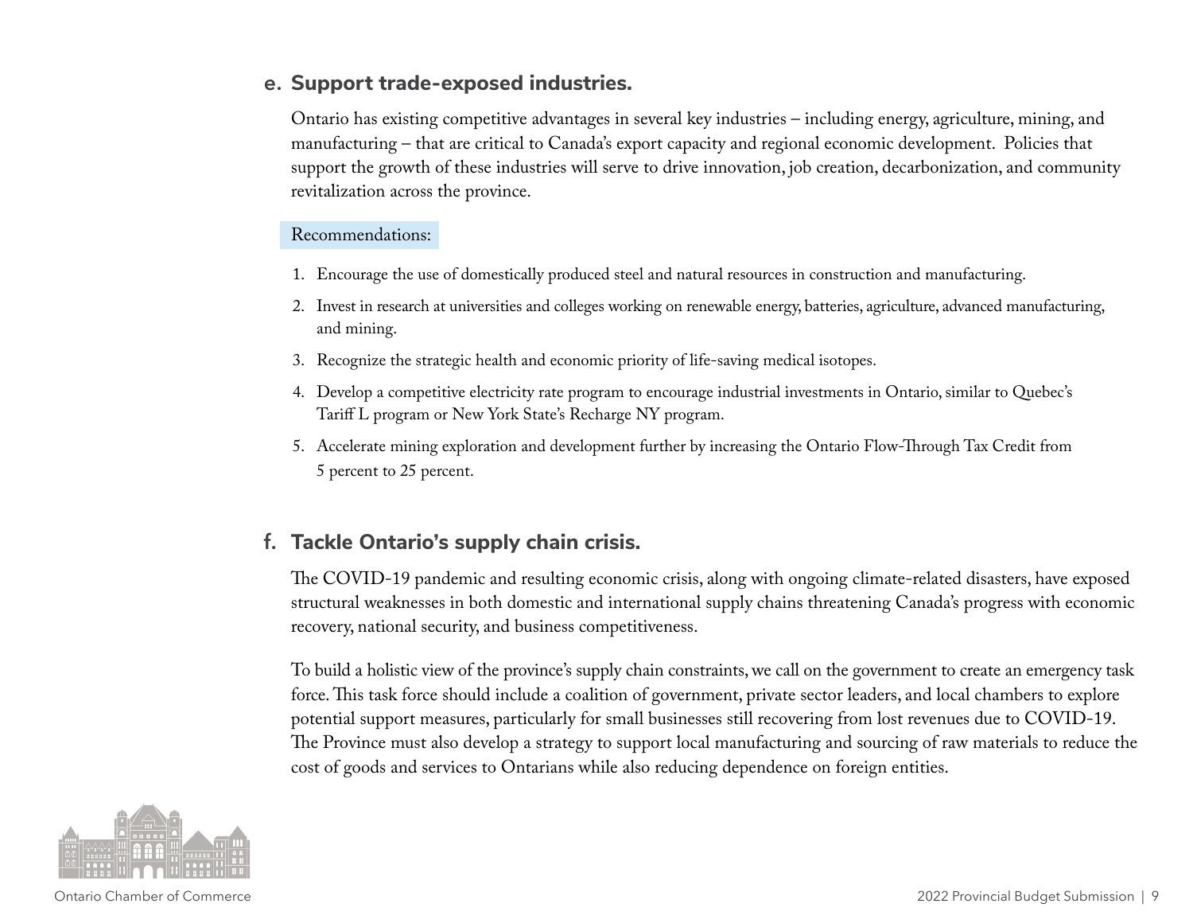### e. Support trade-exposed industries.

Ontario has existing competitive advantages in several key industries – including energy, agriculture, mining, and manufacturing – that are critical to Canada's export capacity and regional economic development. Policies that support the growth of these industries will serve to drive innovation, job creation, decarbonization, and community revitalization across the province.

Recommendations:

1. Encourage the use of domestically produced steel and natural resources in construction and manufacturing.
2. Invest in research at universities and colleges working on renewable energy, batteries, agriculture, advanced manufacturing, and mining.
3. Recognize the strategic health and economic priority of life-saving medical isotopes.
4. Develop a competitive electricity rate program to encourage industrial investments in Ontario, similar to Quebec's Tariff L program or New York State's Recharge NY program.
5. Accelerate mining exploration and development further by increasing the Ontario Flow-Through Tax Credit from 5 percent to 25 percent.

### f. Tackle Ontario's supply chain crisis.

The COVID-19 pandemic and resulting economic crisis, along with ongoing climate-related disasters, have exposed structural weaknesses in both domestic and international supply chains threatening Canada's progress with economic recovery, national security, and business competitiveness.

To build a holistic view of the province's supply chain constraints, we call on the government to create an emergency task force. This task force should include a coalition of government, private sector leaders, and local chambers to explore potential support measures, particularly for small businesses still recovering from lost revenues due to COVID-19. The Province must also develop a strategy to support local manufacturing and sourcing of raw materials to reduce the cost of goods and services to Ontarians while also reducing dependence on foreign entities.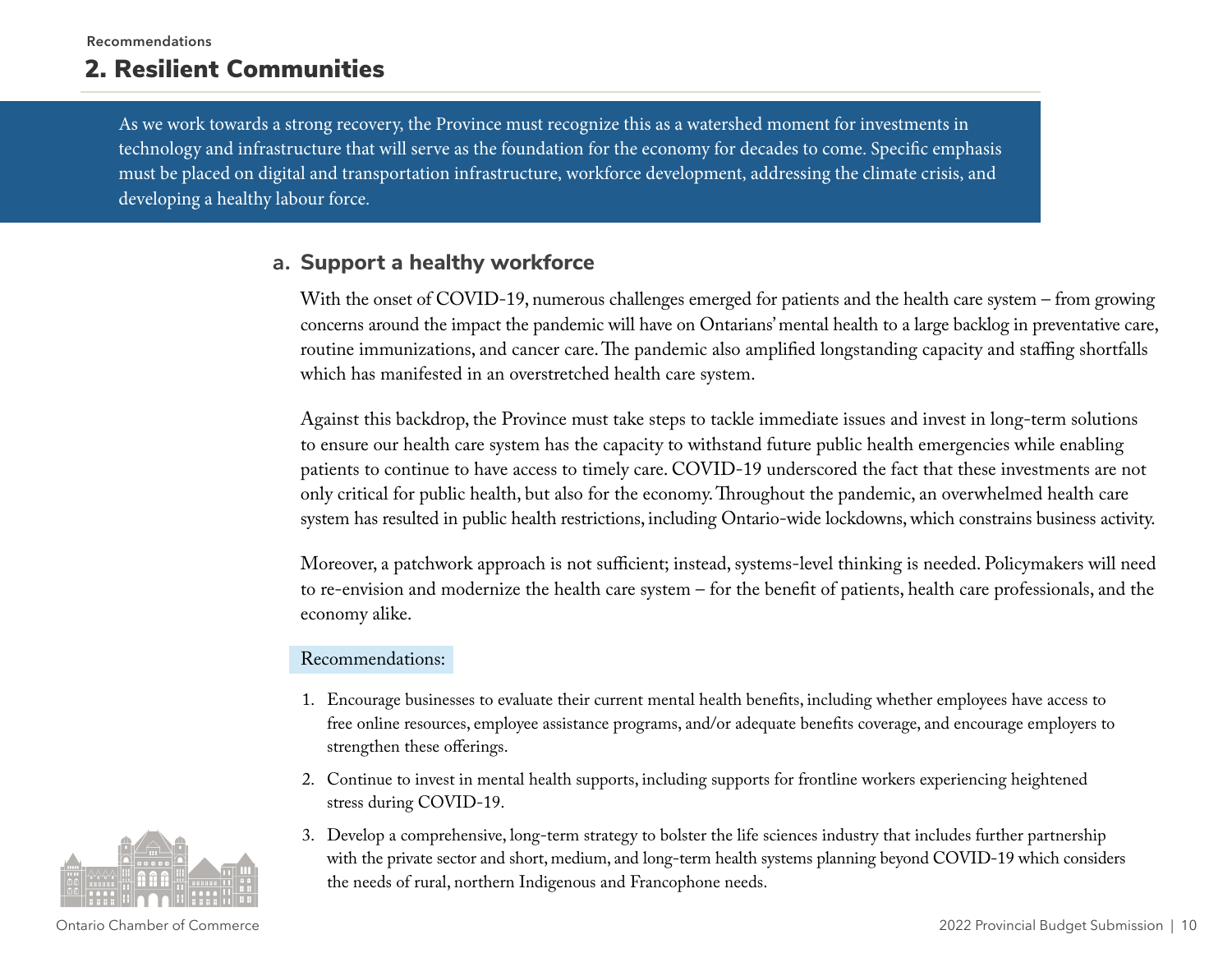Recommendations

## 2. Resilient Communities

As we work towards a strong recovery, the Province must recognize this as a watershed moment for investments in technology and infrastructure that will serve as the foundation for the economy for decades to come. Specific emphasis must be placed on digital and transportation infrastructure, workforce development, addressing the climate crisis, and developing a healthy labour force.

### a. Support a healthy workforce

With the onset of COVID-19, numerous challenges emerged for patients and the health care system – from growing concerns around the impact the pandemic will have on Ontarians' mental health to a large backlog in preventative care, routine immunizations, and cancer care. The pandemic also amplified longstanding capacity and staffing shortfalls which has manifested in an overstretched health care system.

Against this backdrop, the Province must take steps to tackle immediate issues and invest in long-term solutions to ensure our health care system has the capacity to withstand future public health emergencies while enabling patients to continue to have access to timely care. COVID-19 underscored the fact that these investments are not only critical for public health, but also for the economy. Throughout the pandemic, an overwhelmed health care system has resulted in public health restrictions, including Ontario-wide lockdowns, which constrains business activity.

Moreover, a patchwork approach is not sufficient; instead, systems-level thinking is needed. Policymakers will need to re-envision and modernize the health care system – for the benefit of patients, health care professionals, and the economy alike.

Recommendations:

1. Encourage businesses to evaluate their current mental health benefits, including whether employees have access to free online resources, employee assistance programs, and/or adequate benefits coverage, and encourage employers to strengthen these offerings.
2. Continue to invest in mental health supports, including supports for frontline workers experiencing heightened stress during COVID-19.
3. Develop a comprehensive, long-term strategy to bolster the life sciences industry that includes further partnership with the private sector and short, medium, and long-term health systems planning beyond COVID-19 which considers the needs of rural, northern Indigenous and Francophone needs.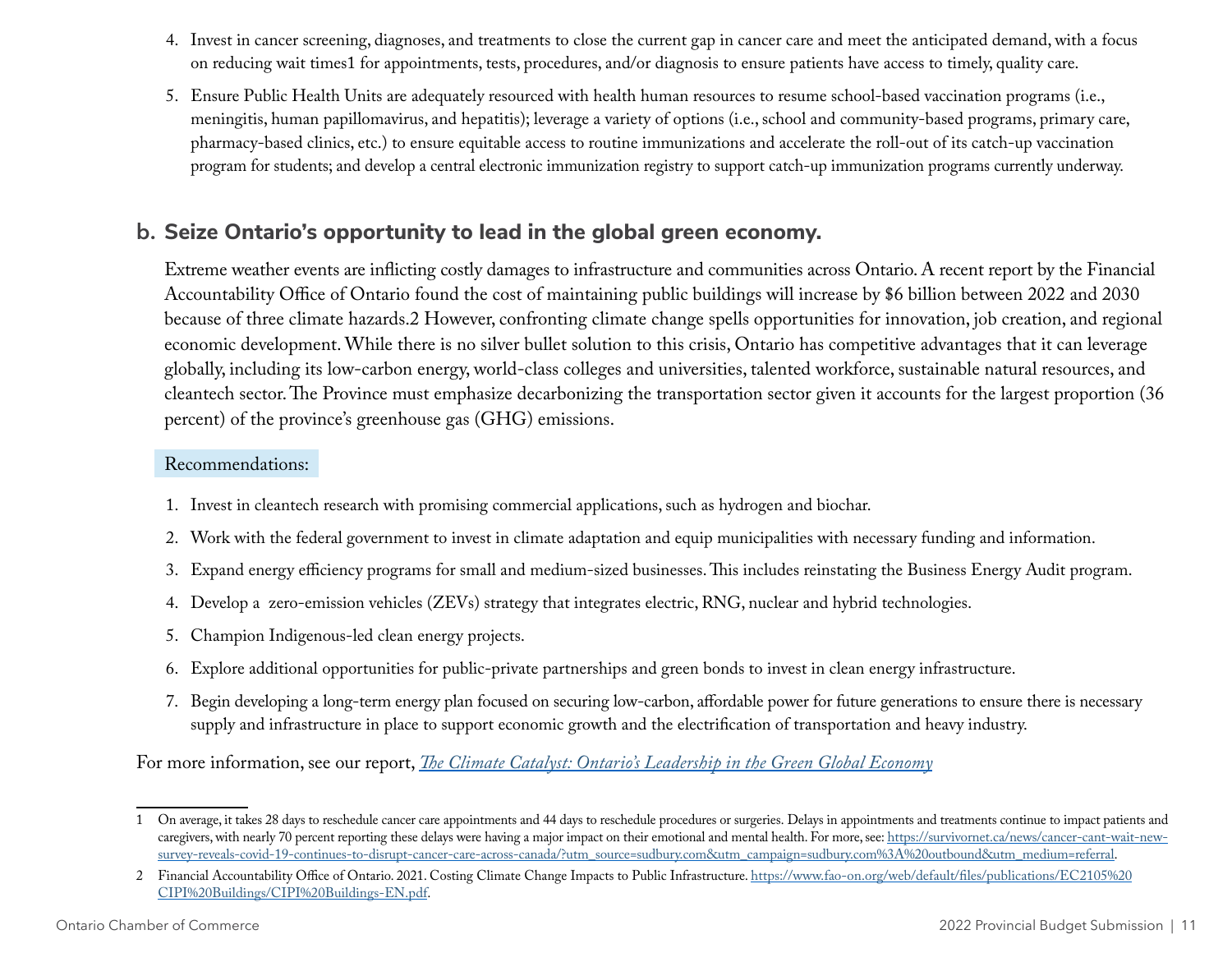4. Invest in cancer screening, diagnoses, and treatments to close the current gap in cancer care and meet the anticipated demand, with a focus on reducing wait times[1] for appointments, tests, procedures, and/or diagnosis to ensure patients have access to timely, quality care.
5. Ensure Public Health Units are adequately resourced with health human resources to resume school-based vaccination programs (i.e., meningitis, human papillomavirus, and hepatitis); leverage a variety of options (i.e., school and community-based programs, primary care, pharmacy-based clinics, etc.) to ensure equitable access to routine immunizations and accelerate the roll-out of its catch-up vaccination program for students; and develop a central electronic immunization registry to support catch-up immunization programs currently underway.

## b. Seize Ontario's opportunity to lead in the global green economy.

Extreme weather events are inflicting costly damages to infrastructure and communities across Ontario. A recent report by the Financial Accountability Office of Ontario found the cost of maintaining public buildings will increase by $6 billion between 2022 and 2030 because of three climate hazards.[2] However, confronting climate change spells opportunities for innovation, job creation, and regional economic development. While there is no silver bullet solution to this crisis, Ontario has competitive advantages that it can leverage globally, including its low-carbon energy, world-class colleges and universities, talented workforce, sustainable natural resources, and cleantech sector. The Province must emphasize decarbonizing the transportation sector given it accounts for the largest proportion (36 percent) of the province's greenhouse gas (GHG) emissions.

Recommendations:

1. Invest in cleantech research with promising commercial applications, such as hydrogen and biochar.
2. Work with the federal government to invest in climate adaptation and equip municipalities with necessary funding and information.
3. Expand energy efficiency programs for small and medium-sized businesses. This includes reinstating the Business Energy Audit program.
4. Develop a zero-emission vehicles (ZEVs) strategy that integrates electric, RNG, nuclear and hybrid technologies.
5. Champion Indigenous-led clean energy projects.
6. Explore additional opportunities for public-private partnerships and green bonds to invest in clean energy infrastructure.
7. Begin developing a long-term energy plan focused on securing low-carbon, affordable power for future generations to ensure there is necessary supply and infrastructure in place to support economic growth and the electrification of transportation and heavy industry.

For more information, see our report, *The Climate Catalyst: Ontario's Leadership in the Green Global Economy*

---

1 On average, it takes 28 days to reschedule cancer care appointments and 44 days to reschedule procedures or surgeries. Delays in appointments and treatments continue to impact patients and caregivers, with nearly 70 percent reporting these delays were having a major impact on their emotional and mental health. For more, see: https://survivornet.ca/news/cancer-cant-wait-new-survey-reveals-covid-19-continues-to-disrupt-cancer-care-across-canada/?utm_source=sudbury.com&utm_campaign=sudbury.com%3A%20outbound&utm_medium=referral.

2 Financial Accountability Office of Ontario. 2021. Costing Climate Change Impacts to Public Infrastructure. https://www.fao-on.org/web/default/files/publications/EC2105%20CIPI%20Buildings/CIPI%20Buildings-EN.pdf.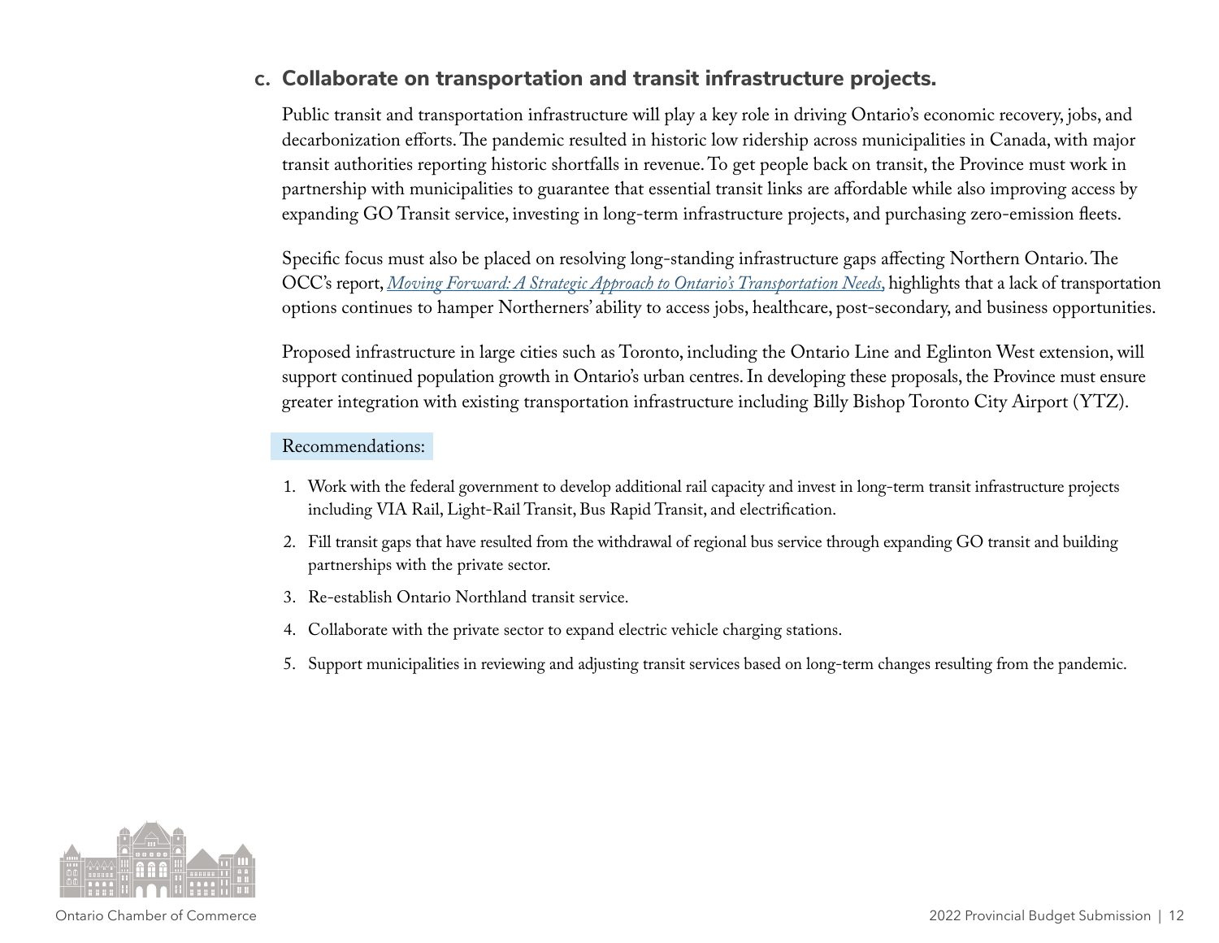### c. Collaborate on transportation and transit infrastructure projects.

Public transit and transportation infrastructure will play a key role in driving Ontario's economic recovery, jobs, and decarbonization efforts. The pandemic resulted in historic low ridership across municipalities in Canada, with major transit authorities reporting historic shortfalls in revenue. To get people back on transit, the Province must work in partnership with municipalities to guarantee that essential transit links are affordable while also improving access by expanding GO Transit service, investing in long-term infrastructure projects, and purchasing zero-emission fleets.

Specific focus must also be placed on resolving long-standing infrastructure gaps affecting Northern Ontario. The OCC's report, *Moving Forward: A Strategic Approach to Ontario's Transportation Needs*, highlights that a lack of transportation options continues to hamper Northerners' ability to access jobs, healthcare, post-secondary, and business opportunities.

Proposed infrastructure in large cities such as Toronto, including the Ontario Line and Eglinton West extension, will support continued population growth in Ontario's urban centres. In developing these proposals, the Province must ensure greater integration with existing transportation infrastructure including Billy Bishop Toronto City Airport (YTZ).

Recommendations:

1. Work with the federal government to develop additional rail capacity and invest in long-term transit infrastructure projects including VIA Rail, Light-Rail Transit, Bus Rapid Transit, and electrification.
2. Fill transit gaps that have resulted from the withdrawal of regional bus service through expanding GO transit and building partnerships with the private sector.
3. Re-establish Ontario Northland transit service.
4. Collaborate with the private sector to expand electric vehicle charging stations.
5. Support municipalities in reviewing and adjusting transit services based on long-term changes resulting from the pandemic.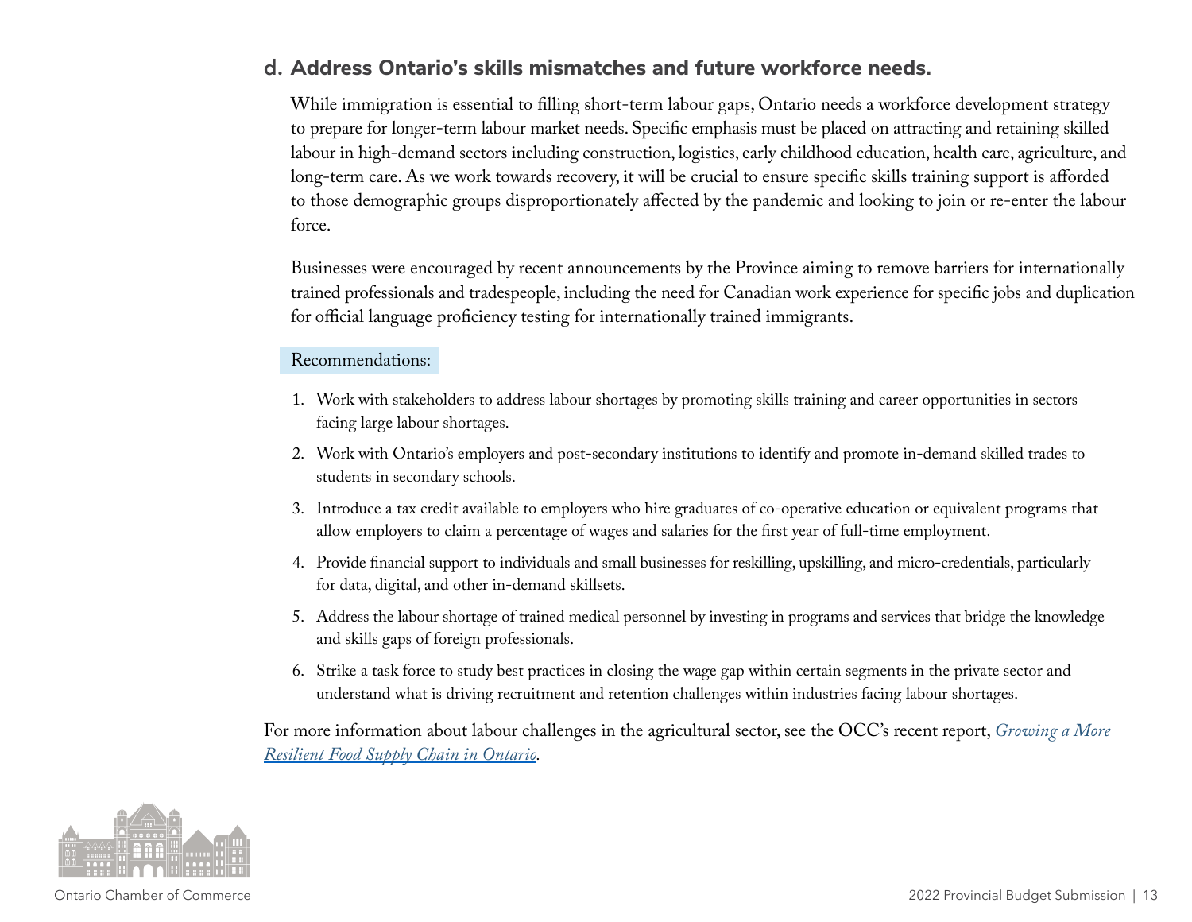### d. Address Ontario's skills mismatches and future workforce needs.

While immigration is essential to filling short-term labour gaps, Ontario needs a workforce development strategy to prepare for longer-term labour market needs. Specific emphasis must be placed on attracting and retaining skilled labour in high-demand sectors including construction, logistics, early childhood education, health care, agriculture, and long-term care. As we work towards recovery, it will be crucial to ensure specific skills training support is afforded to those demographic groups disproportionately affected by the pandemic and looking to join or re-enter the labour force.

Businesses were encouraged by recent announcements by the Province aiming to remove barriers for internationally trained professionals and tradespeople, including the need for Canadian work experience for specific jobs and duplication for official language proficiency testing for internationally trained immigrants.

Recommendations:

1. Work with stakeholders to address labour shortages by promoting skills training and career opportunities in sectors facing large labour shortages.
2. Work with Ontario's employers and post-secondary institutions to identify and promote in-demand skilled trades to students in secondary schools.
3. Introduce a tax credit available to employers who hire graduates of co-operative education or equivalent programs that allow employers to claim a percentage of wages and salaries for the first year of full-time employment.
4. Provide financial support to individuals and small businesses for reskilling, upskilling, and micro-credentials, particularly for data, digital, and other in-demand skillsets.
5. Address the labour shortage of trained medical personnel by investing in programs and services that bridge the knowledge and skills gaps of foreign professionals.
6. Strike a task force to study best practices in closing the wage gap within certain segments in the private sector and understand what is driving recruitment and retention challenges within industries facing labour shortages.

For more information about labour challenges in the agricultural sector, see the OCC's recent report, *Growing a More Resilient Food Supply Chain in Ontario*.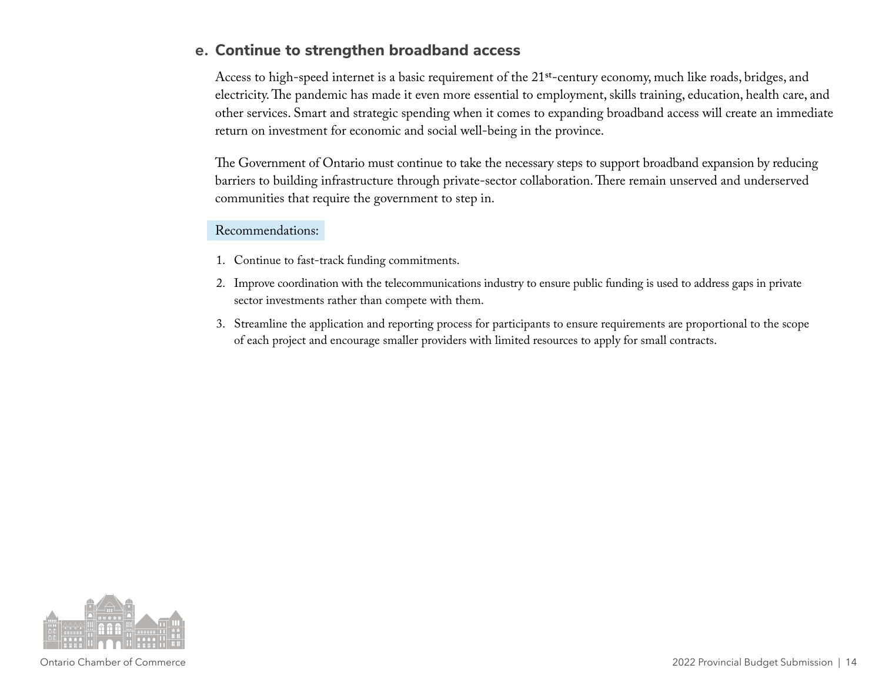## e. Continue to strengthen broadband access

Access to high-speed internet is a basic requirement of the 21st-century economy, much like roads, bridges, and electricity. The pandemic has made it even more essential to employment, skills training, education, health care, and other services. Smart and strategic spending when it comes to expanding broadband access will create an immediate return on investment for economic and social well-being in the province.

The Government of Ontario must continue to take the necessary steps to support broadband expansion by reducing barriers to building infrastructure through private-sector collaboration. There remain unserved and underserved communities that require the government to step in.

Recommendations:

1. Continue to fast-track funding commitments.
2. Improve coordination with the telecommunications industry to ensure public funding is used to address gaps in private sector investments rather than compete with them.
3. Streamline the application and reporting process for participants to ensure requirements are proportional to the scope of each project and encourage smaller providers with limited resources to apply for small contracts.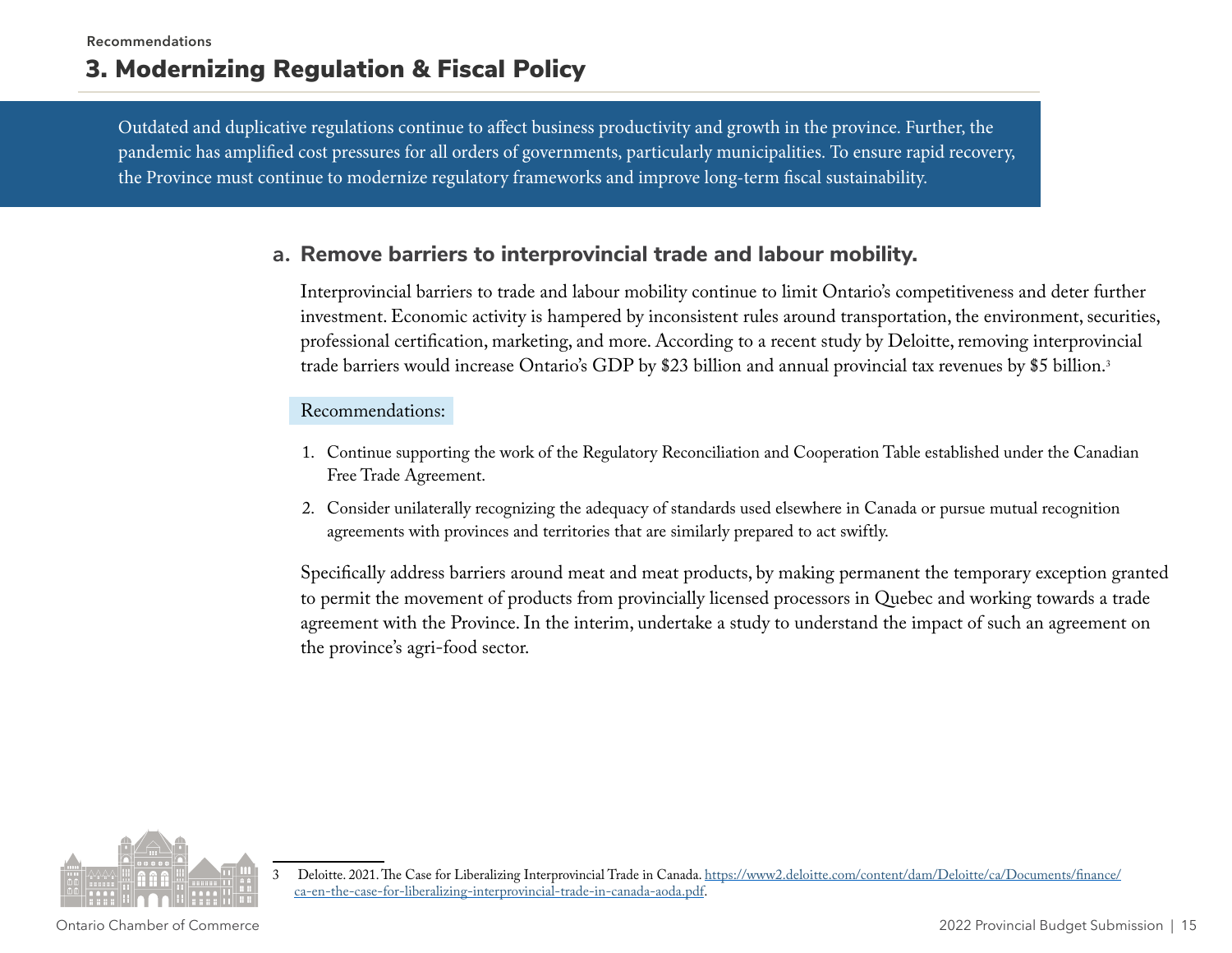Recommendations

## 3. Modernizing Regulation & Fiscal Policy

Outdated and duplicative regulations continue to affect business productivity and growth in the province. Further, the pandemic has amplified cost pressures for all orders of governments, particularly municipalities. To ensure rapid recovery, the Province must continue to modernize regulatory frameworks and improve long-term fiscal sustainability.

### a. Remove barriers to interprovincial trade and labour mobility.

Interprovincial barriers to trade and labour mobility continue to limit Ontario's competitiveness and deter further investment. Economic activity is hampered by inconsistent rules around transportation, the environment, securities, professional certification, marketing, and more. According to a recent study by Deloitte, removing interprovincial trade barriers would increase Ontario's GDP by $23 billion and annual provincial tax revenues by $5 billion.[3]

Recommendations:

1. Continue supporting the work of the Regulatory Reconciliation and Cooperation Table established under the Canadian Free Trade Agreement.
2. Consider unilaterally recognizing the adequacy of standards used elsewhere in Canada or pursue mutual recognition agreements with provinces and territories that are similarly prepared to act swiftly.

Specifically address barriers around meat and meat products, by making permanent the temporary exception granted to permit the movement of products from provincially licensed processors in Quebec and working towards a trade agreement with the Province. In the interim, undertake a study to understand the impact of such an agreement on the province's agri-food sector.

---

3 Deloitte. 2021. The Case for Liberalizing Interprovincial Trade in Canada. https://www2.deloitte.com/content/dam/Deloitte/ca/Documents/finance/ca-en-the-case-for-liberalizing-interprovincial-trade-in-canada-aoda.pdf.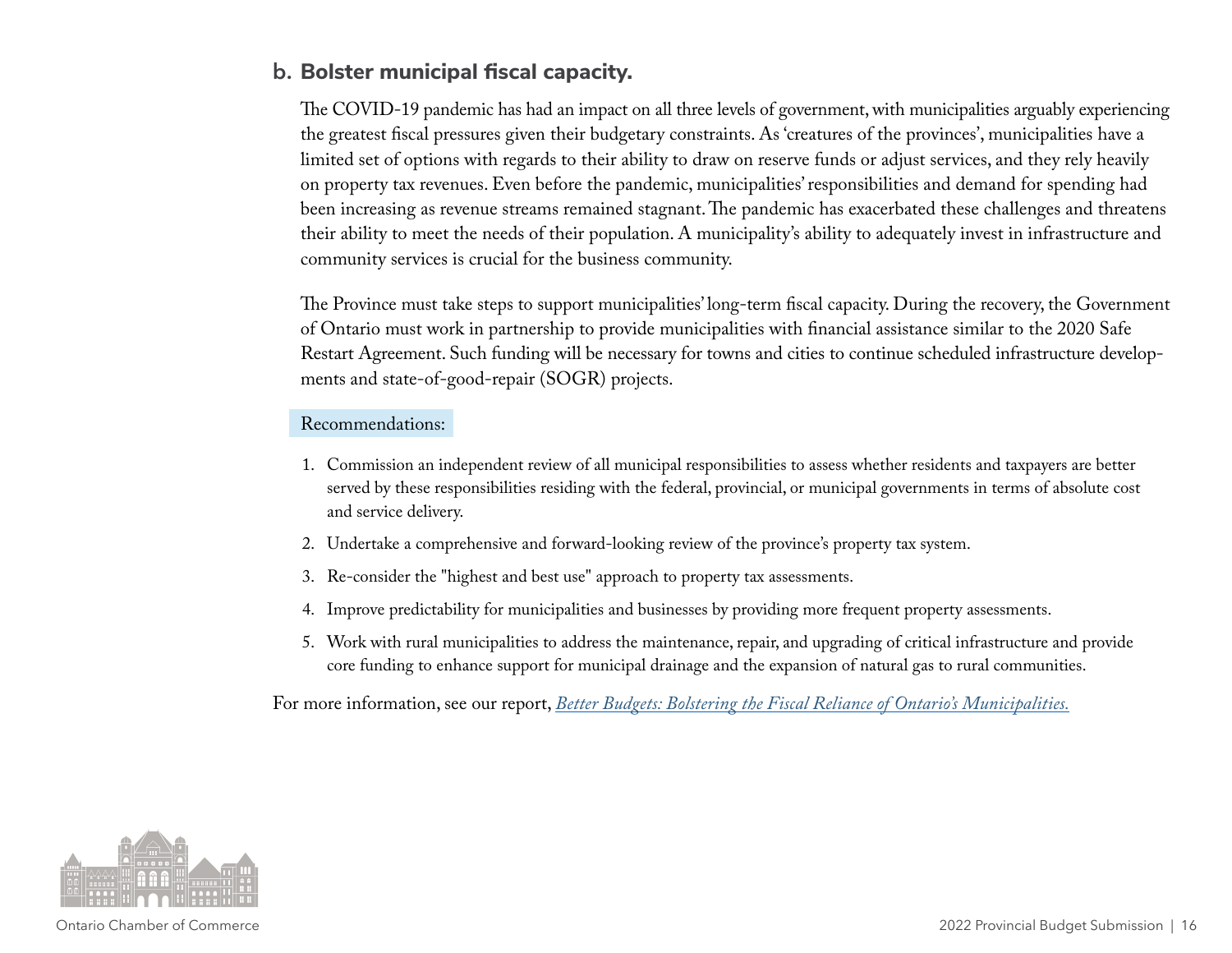## b. Bolster municipal fiscal capacity.

The COVID-19 pandemic has had an impact on all three levels of government, with municipalities arguably experiencing the greatest fiscal pressures given their budgetary constraints. As 'creatures of the provinces', municipalities have a limited set of options with regards to their ability to draw on reserve funds or adjust services, and they rely heavily on property tax revenues. Even before the pandemic, municipalities' responsibilities and demand for spending had been increasing as revenue streams remained stagnant. The pandemic has exacerbated these challenges and threatens their ability to meet the needs of their population. A municipality's ability to adequately invest in infrastructure and community services is crucial for the business community.

The Province must take steps to support municipalities' long-term fiscal capacity. During the recovery, the Government of Ontario must work in partnership to provide municipalities with financial assistance similar to the 2020 Safe Restart Agreement. Such funding will be necessary for towns and cities to continue scheduled infrastructure developments and state-of-good-repair (SOGR) projects.

Recommendations:

1. Commission an independent review of all municipal responsibilities to assess whether residents and taxpayers are better served by these responsibilities residing with the federal, provincial, or municipal governments in terms of absolute cost and service delivery.
2. Undertake a comprehensive and forward-looking review of the province's property tax system.
3. Re-consider the "highest and best use" approach to property tax assessments.
4. Improve predictability for municipalities and businesses by providing more frequent property assessments.
5. Work with rural municipalities to address the maintenance, repair, and upgrading of critical infrastructure and provide core funding to enhance support for municipal drainage and the expansion of natural gas to rural communities.

For more information, see our report, *Better Budgets: Bolstering the Fiscal Reliance of Ontario's Municipalities.*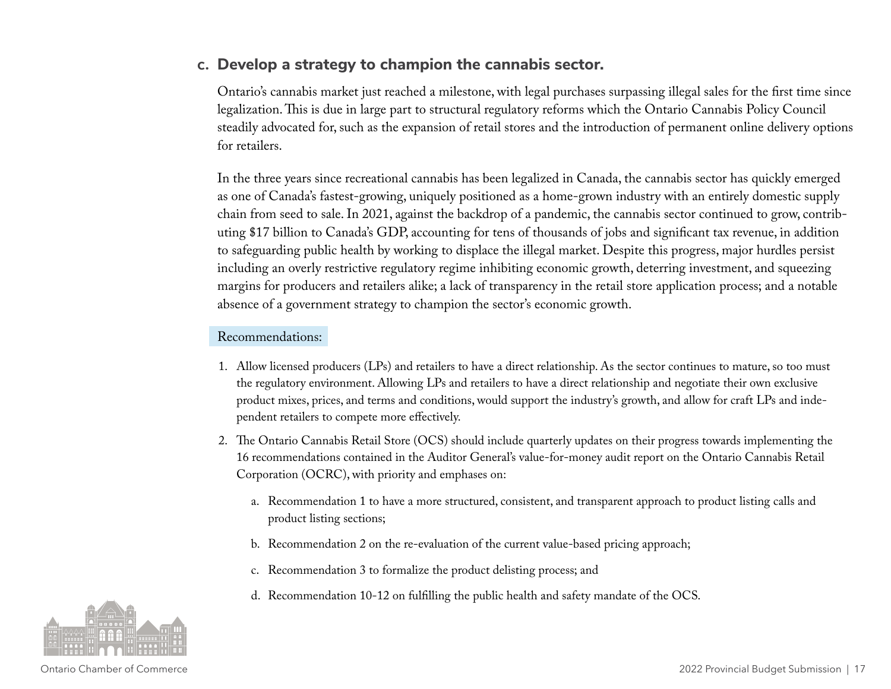### c. Develop a strategy to champion the cannabis sector.

Ontario's cannabis market just reached a milestone, with legal purchases surpassing illegal sales for the first time since legalization. This is due in large part to structural regulatory reforms which the Ontario Cannabis Policy Council steadily advocated for, such as the expansion of retail stores and the introduction of permanent online delivery options for retailers.

In the three years since recreational cannabis has been legalized in Canada, the cannabis sector has quickly emerged as one of Canada's fastest-growing, uniquely positioned as a home-grown industry with an entirely domestic supply chain from seed to sale. In 2021, against the backdrop of a pandemic, the cannabis sector continued to grow, contributing $17 billion to Canada's GDP, accounting for tens of thousands of jobs and significant tax revenue, in addition to safeguarding public health by working to displace the illegal market. Despite this progress, major hurdles persist including an overly restrictive regulatory regime inhibiting economic growth, deterring investment, and squeezing margins for producers and retailers alike; a lack of transparency in the retail store application process; and a notable absence of a government strategy to champion the sector's economic growth.

Recommendations:

1. Allow licensed producers (LPs) and retailers to have a direct relationship. As the sector continues to mature, so too must the regulatory environment. Allowing LPs and retailers to have a direct relationship and negotiate their own exclusive product mixes, prices, and terms and conditions, would support the industry's growth, and allow for craft LPs and independent retailers to compete more effectively.
2. The Ontario Cannabis Retail Store (OCS) should include quarterly updates on their progress towards implementing the 16 recommendations contained in the Auditor General's value-for-money audit report on the Ontario Cannabis Retail Corporation (OCRC), with priority and emphases on:
    a. Recommendation 1 to have a more structured, consistent, and transparent approach to product listing calls and product listing sections;
    b. Recommendation 2 on the re-evaluation of the current value-based pricing approach;
    c. Recommendation 3 to formalize the product delisting process; and
    d. Recommendation 10-12 on fulfilling the public health and safety mandate of the OCS.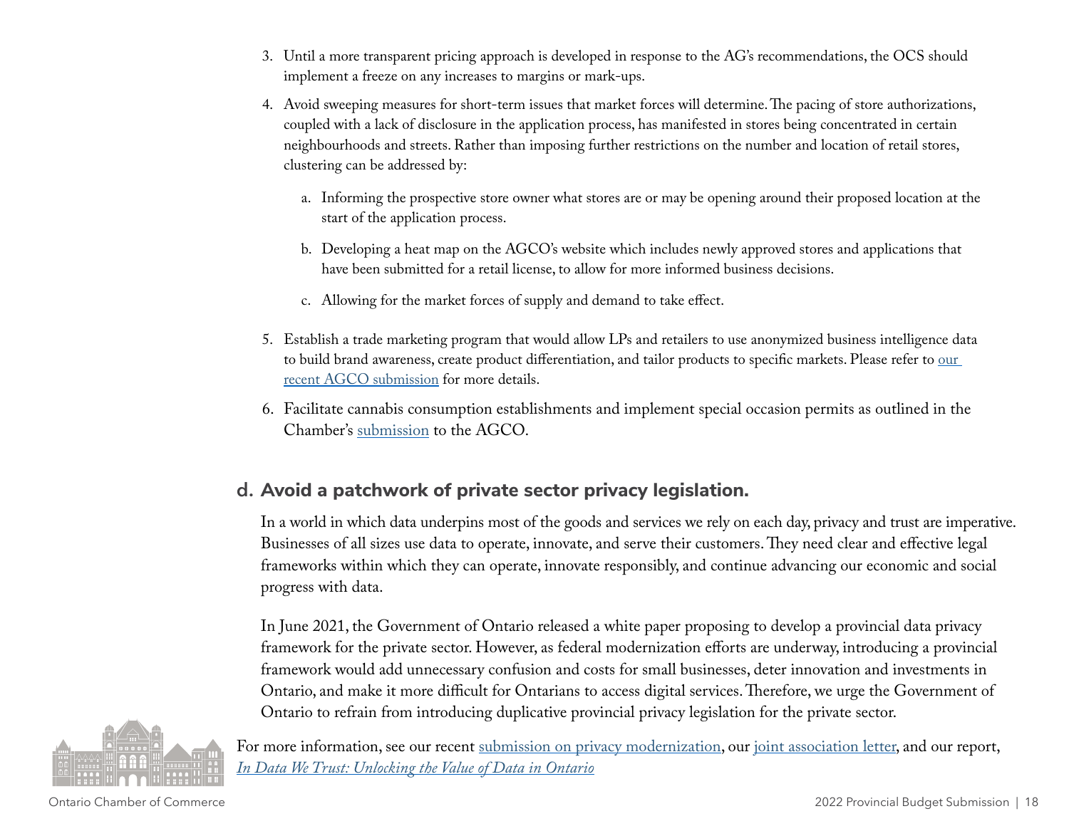3. Until a more transparent pricing approach is developed in response to the AG's recommendations, the OCS should implement a freeze on any increases to margins or mark-ups.

4. Avoid sweeping measures for short-term issues that market forces will determine. The pacing of store authorizations, coupled with a lack of disclosure in the application process, has manifested in stores being concentrated in certain neighbourhoods and streets. Rather than imposing further restrictions on the number and location of retail stores, clustering can be addressed by:

   a. Informing the prospective store owner what stores are or may be opening around their proposed location at the start of the application process.

   b. Developing a heat map on the AGCO's website which includes newly approved stores and applications that have been submitted for a retail license, to allow for more informed business decisions.

   c. Allowing for the market forces of supply and demand to take effect.

5. Establish a trade marketing program that would allow LPs and retailers to use anonymized business intelligence data to build brand awareness, create product differentiation, and tailor products to specific markets. Please refer to our recent AGCO submission for more details.

6. Facilitate cannabis consumption establishments and implement special occasion permits as outlined in the Chamber's submission to the AGCO.

## d. Avoid a patchwork of private sector privacy legislation.

In a world in which data underpins most of the goods and services we rely on each day, privacy and trust are imperative. Businesses of all sizes use data to operate, innovate, and serve their customers. They need clear and effective legal frameworks within which they can operate, innovate responsibly, and continue advancing our economic and social progress with data.

In June 2021, the Government of Ontario released a white paper proposing to develop a provincial data privacy framework for the private sector. However, as federal modernization efforts are underway, introducing a provincial framework would add unnecessary confusion and costs for small businesses, deter innovation and investments in Ontario, and make it more difficult for Ontarians to access digital services. Therefore, we urge the Government of Ontario to refrain from introducing duplicative provincial privacy legislation for the private sector.

For more information, see our recent submission on privacy modernization, our joint association letter, and our report, *In Data We Trust: Unlocking the Value of Data in Ontario*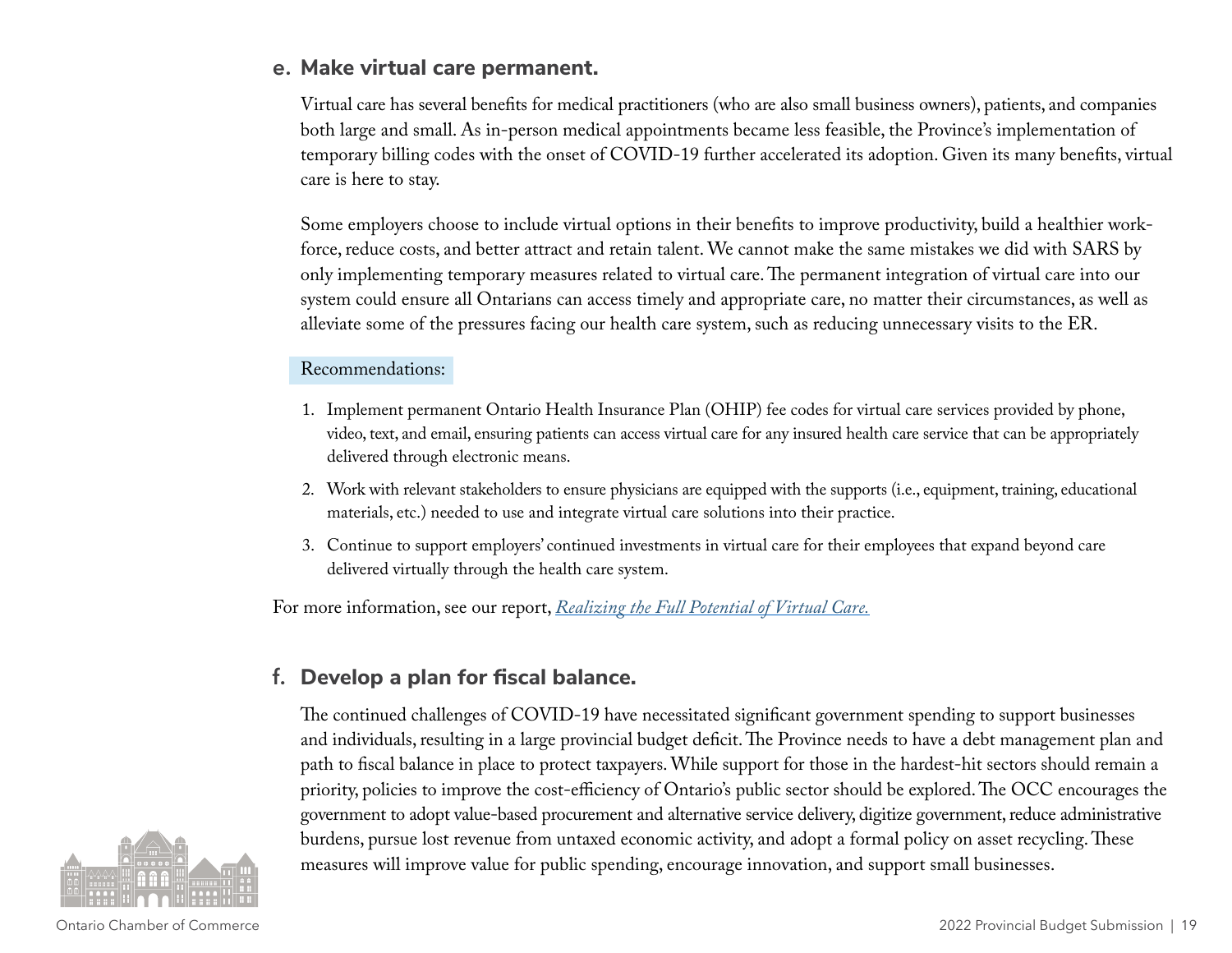### e. Make virtual care permanent.

Virtual care has several benefits for medical practitioners (who are also small business owners), patients, and companies both large and small. As in-person medical appointments became less feasible, the Province's implementation of temporary billing codes with the onset of COVID-19 further accelerated its adoption. Given its many benefits, virtual care is here to stay.

Some employers choose to include virtual options in their benefits to improve productivity, build a healthier workforce, reduce costs, and better attract and retain talent. We cannot make the same mistakes we did with SARS by only implementing temporary measures related to virtual care. The permanent integration of virtual care into our system could ensure all Ontarians can access timely and appropriate care, no matter their circumstances, as well as alleviate some of the pressures facing our health care system, such as reducing unnecessary visits to the ER.

Recommendations:

1. Implement permanent Ontario Health Insurance Plan (OHIP) fee codes for virtual care services provided by phone, video, text, and email, ensuring patients can access virtual care for any insured health care service that can be appropriately delivered through electronic means.
2. Work with relevant stakeholders to ensure physicians are equipped with the supports (i.e., equipment, training, educational materials, etc.) needed to use and integrate virtual care solutions into their practice.
3. Continue to support employers' continued investments in virtual care for their employees that expand beyond care delivered virtually through the health care system.

For more information, see our report, *Realizing the Full Potential of Virtual Care.*

### f. Develop a plan for fiscal balance.

The continued challenges of COVID-19 have necessitated significant government spending to support businesses and individuals, resulting in a large provincial budget deficit. The Province needs to have a debt management plan and path to fiscal balance in place to protect taxpayers. While support for those in the hardest-hit sectors should remain a priority, policies to improve the cost-efficiency of Ontario's public sector should be explored. The OCC encourages the government to adopt value-based procurement and alternative service delivery, digitize government, reduce administrative burdens, pursue lost revenue from untaxed economic activity, and adopt a formal policy on asset recycling. These measures will improve value for public spending, encourage innovation, and support small businesses.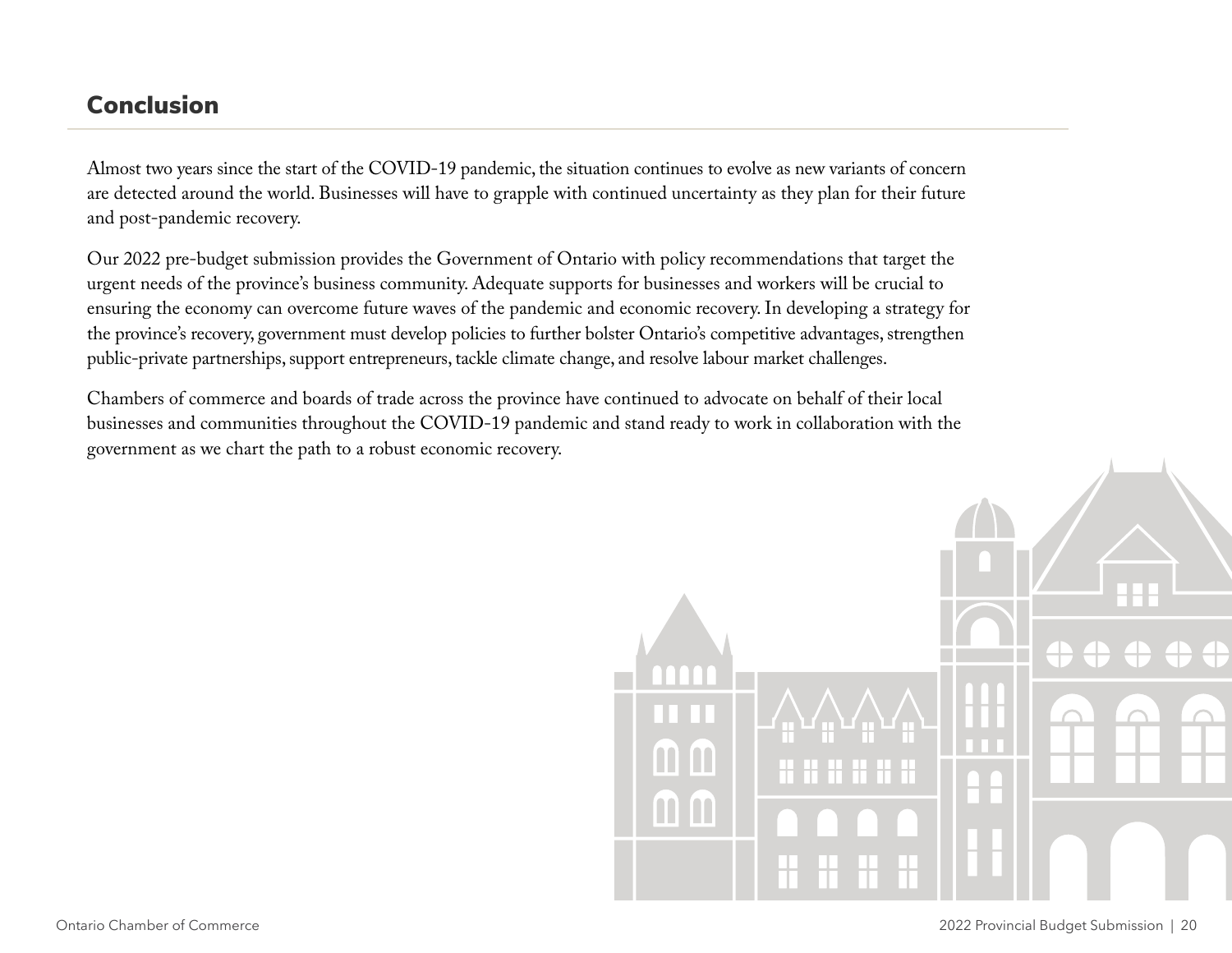## Conclusion

Almost two years since the start of the COVID-19 pandemic, the situation continues to evolve as new variants of concern are detected around the world. Businesses will have to grapple with continued uncertainty as they plan for their future and post-pandemic recovery.

Our 2022 pre-budget submission provides the Government of Ontario with policy recommendations that target the urgent needs of the province's business community. Adequate supports for businesses and workers will be crucial to ensuring the economy can overcome future waves of the pandemic and economic recovery. In developing a strategy for the province's recovery, government must develop policies to further bolster Ontario's competitive advantages, strengthen public-private partnerships, support entrepreneurs, tackle climate change, and resolve labour market challenges.

Chambers of commerce and boards of trade across the province have continued to advocate on behalf of their local businesses and communities throughout the COVID-19 pandemic and stand ready to work in collaboration with the government as we chart the path to a robust economic recovery.